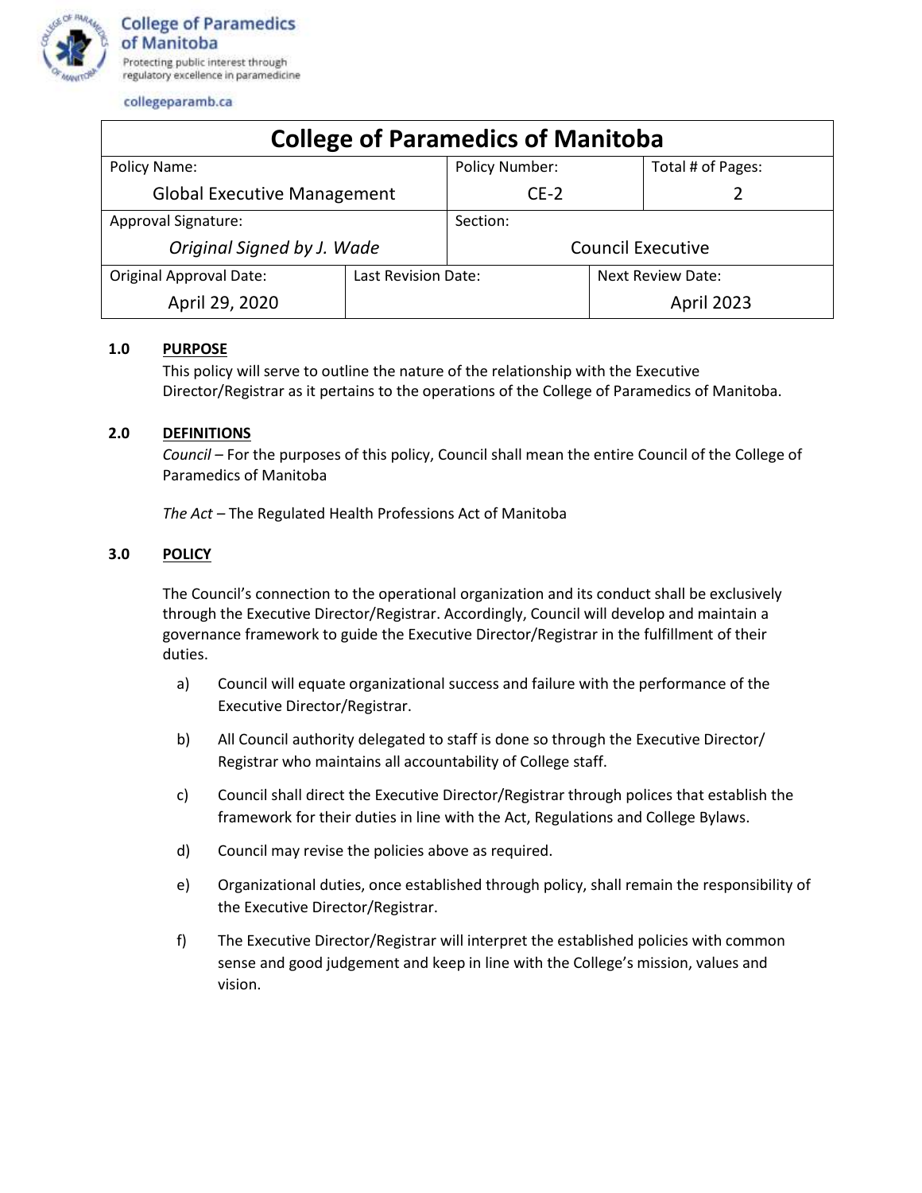College of Paramedics of Manitoba

Protecting public interest through regulatory excellence in paramedicine

collegeparamb.ca

| College of Paramedics of Manitoba | | | |
|---|---|---|---|
| Policy Name: Global Executive Management | | Policy Number: CE-2 | Total # of Pages: 2 |
| Approval Signature: *Original Signed by J. Wade* | | Section: Council Executive | |
| Original Approval Date: April 29, 2020 | Last Revision Date: | | Next Review Date: April 2023 |

**1.0 PURPOSE**

This policy will serve to outline the nature of the relationship with the Executive Director/Registrar as it pertains to the operations of the College of Paramedics of Manitoba.

**2.0 DEFINITIONS**

*Council* – For the purposes of this policy, Council shall mean the entire Council of the College of Paramedics of Manitoba

*The Act* – The Regulated Health Professions Act of Manitoba

**3.0 POLICY**

The Council's connection to the operational organization and its conduct shall be exclusively through the Executive Director/Registrar. Accordingly, Council will develop and maintain a governance framework to guide the Executive Director/Registrar in the fulfillment of their duties.

a) Council will equate organizational success and failure with the performance of the Executive Director/Registrar.

b) All Council authority delegated to staff is done so through the Executive Director/ Registrar who maintains all accountability of College staff.

c) Council shall direct the Executive Director/Registrar through polices that establish the framework for their duties in line with the Act, Regulations and College Bylaws.

d) Council may revise the policies above as required.

e) Organizational duties, once established through policy, shall remain the responsibility of the Executive Director/Registrar.

f) The Executive Director/Registrar will interpret the established policies with common sense and good judgement and keep in line with the College's mission, values and vision.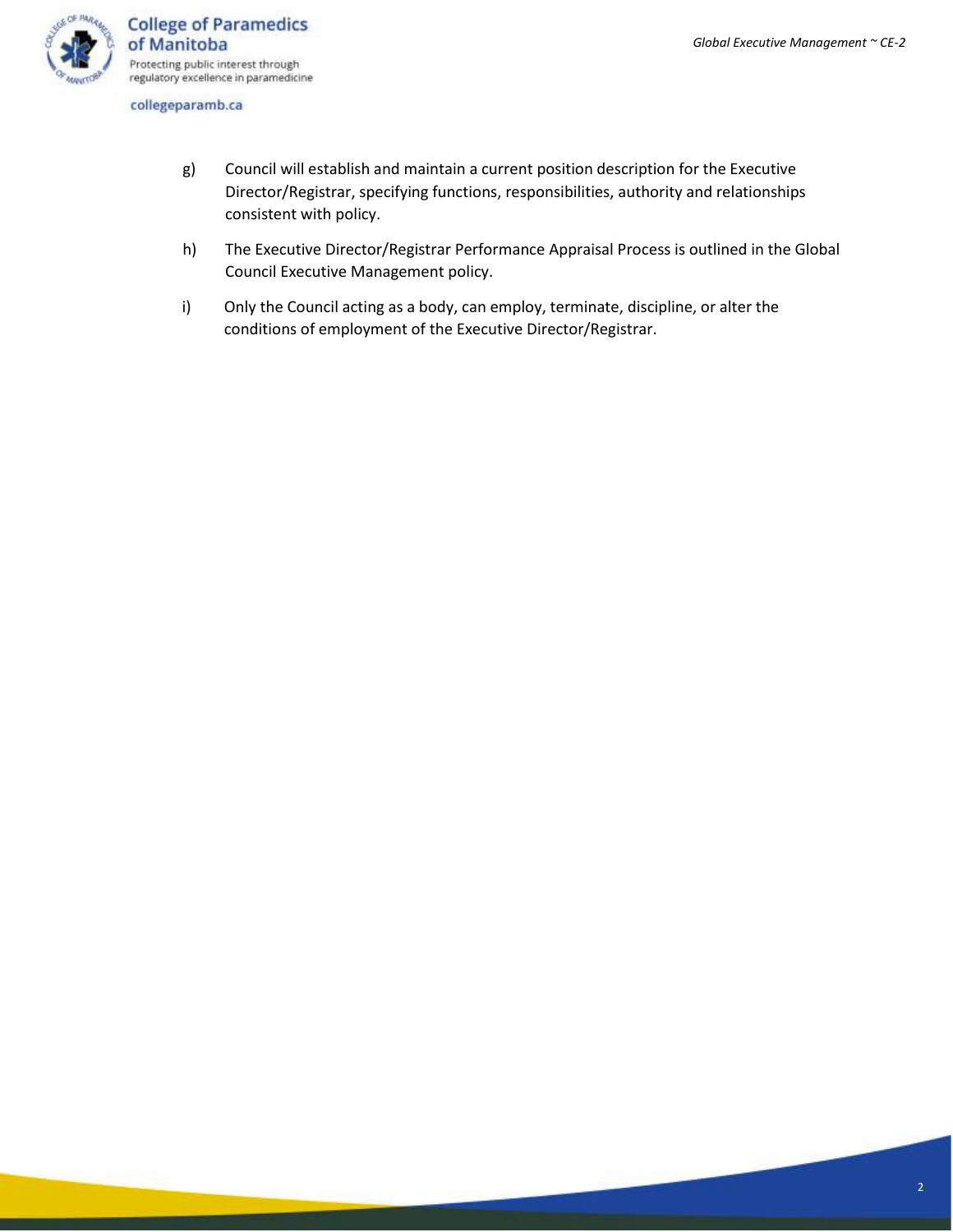g) Council will establish and maintain a current position description for the Executive Director/Registrar, specifying functions, responsibilities, authority and relationships consistent with policy.

h) The Executive Director/Registrar Performance Appraisal Process is outlined in the Global Council Executive Management policy.

i) Only the Council acting as a body, can employ, terminate, discipline, or alter the conditions of employment of the Executive Director/Registrar.